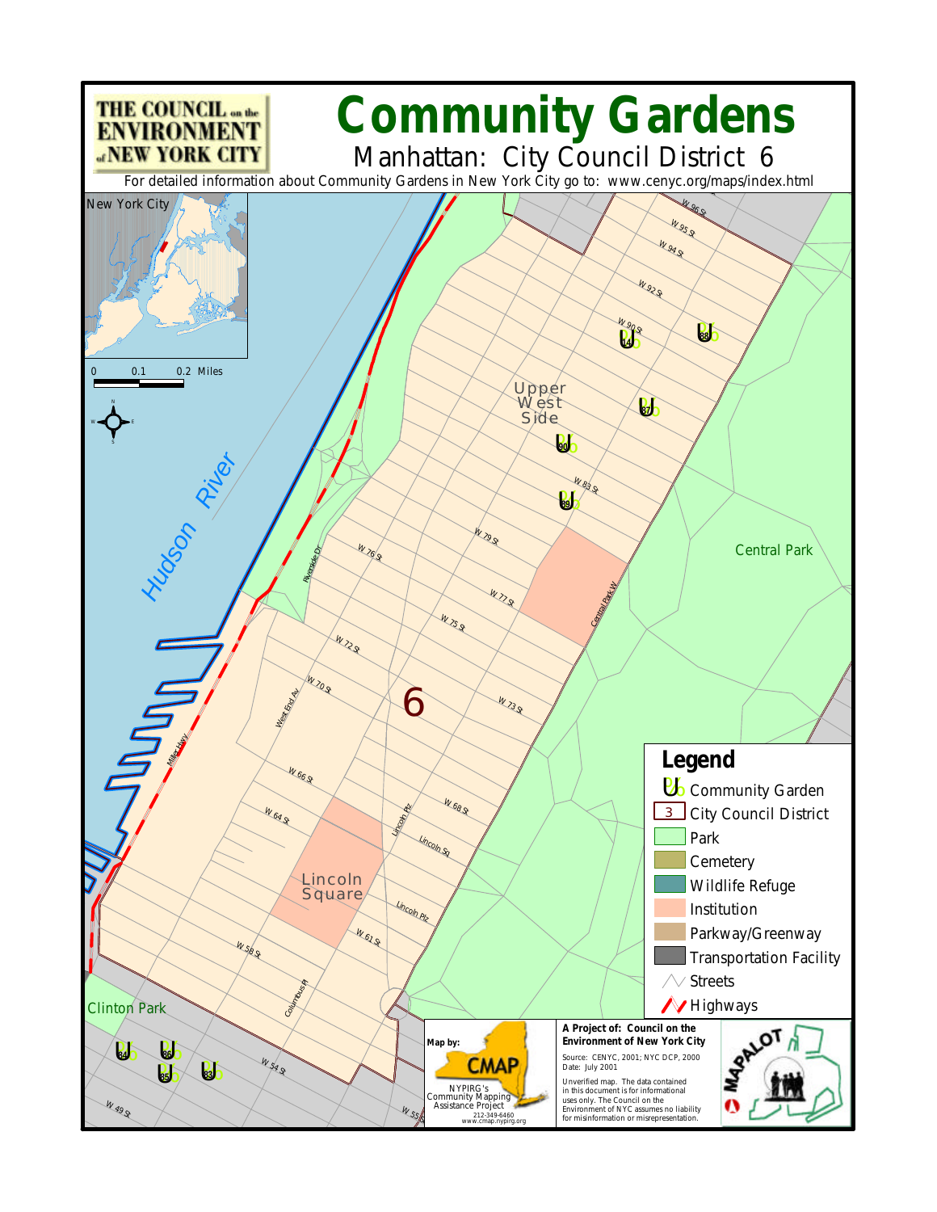THE COUNCIL on the ENVIRONMENT of NEW YORK CITY

# Community Gardens

## Manhattan: City Council District 6

For detailed information about Community Gardens in New York City go to: www.cenyc.org/maps/index.html

New York City

0 0.1 0.2 Miles

Hudson River

Upper West Side

Central Park

Lincoln Square

Clinton Park

6

W 96 St, W 95 St, W 94 St, W 92 St, W 90 St, W 83 St, W 79 St, W 77 St, W 76 St, W 75 St, W 73 St, W 72 St, W 70 St, W 68 St, W 66 St, W 64 St, W 61 St, W 58 St, W 55 St, W 54 St, W 49 St

Riverside Dr, West End Av, Miller Hwy, Central Park W, Lincoln Plz, Lincoln Sq, Columbus Pl

Gardens: 14, 83, 84, 85, 86, 87, 88, 89, 90

## Legend

- Community Garden
- 3 City Council District
- Park
- Cemetery
- Wildlife Refuge
- Institution
- Parkway/Greenway
- Transportation Facility
- Streets
- Highways

Map by: CMAP

NYPIRG's Community Mapping Assistance Project
212-349-6460
www.cmap.nypirg.org

**A Project of: Council on the Environment of New York City**

Source: CENYC, 2001; NYC DCP, 2000
Date: July 2001

Unverified map. The data contained in this document is for informational uses only. The Council on the Environment of NYC assumes no liability for misinformation or misrepresentation.

MAPALOT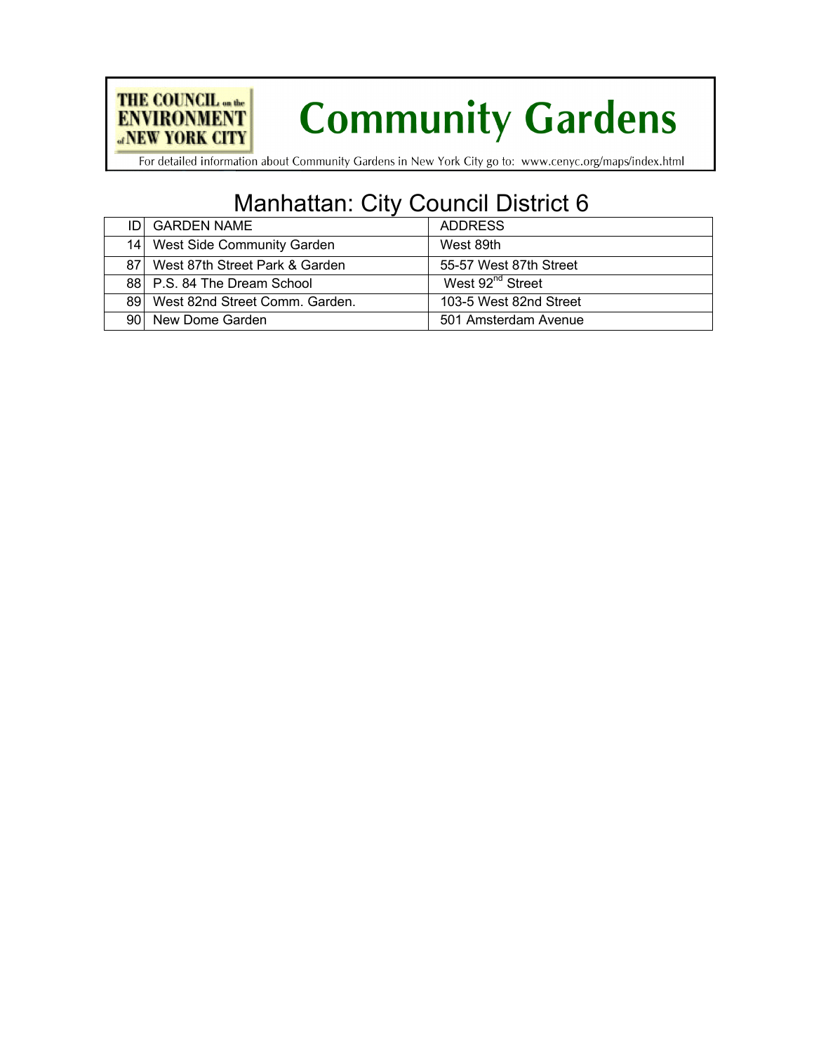THE COUNCIL on the ENVIRONMENT of NEW YORK CITY

# Community Gardens

For detailed information about Community Gardens in New York City go to: www.cenyc.org/maps/index.html

## Manhattan: City Council District 6

| ID | GARDEN NAME | ADDRESS |
|---|---|---|
| 14 | West Side Community Garden | West 89th |
| 87 | West 87th Street Park & Garden | 55-57 West 87th Street |
| 88 | P.S. 84 The Dream School | West 92nd Street |
| 89 | West 82nd Street Comm. Garden. | 103-5 West 82nd Street |
| 90 | New Dome Garden | 501 Amsterdam Avenue |